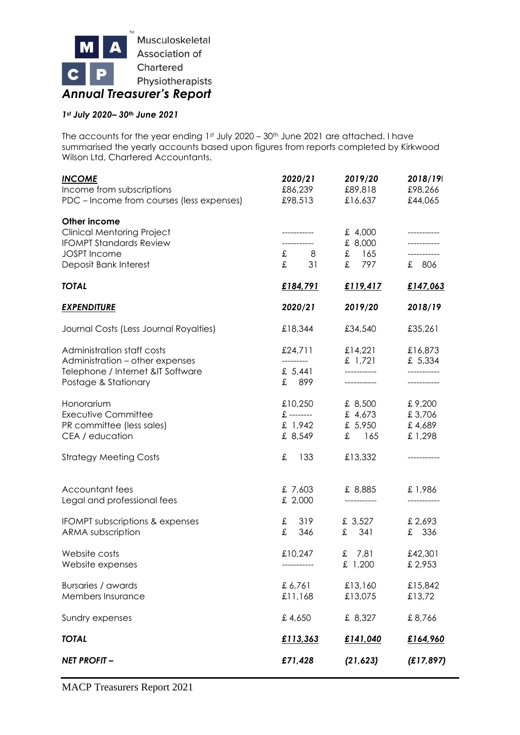Musculoskeletal Association of Chartered Physiotherapists

# *Annual Treasurer's Report*

***1st July 2020– 30th June 2021***

The accounts for the year ending 1st July 2020 – 30th June 2021 are attached. I have summarised the yearly accounts based upon figures from reports completed by Kirkwood Wilson Ltd, Chartered Accountants.

| ***INCOME*** | ***2020/21*** | ***2019/20*** | ***2018/19*** |
|---|---|---|---|
| Income from subscriptions | £86,239 | £89,818 | £98,266 |
| PDC – Income from courses (less expenses) | £98,513 | £16,637 | £44,065 |
| **Other income** | | | |
| Clinical Mentoring Project | ----------- | £ 4,000 | ----------- |
| IFOMPT Standards Review | ----------- | £ 8,000 | ----------- |
| JOSPT Income | £ 8 | £ 165 | ----------- |
| Deposit Bank Interest | £ 31 | £ 797 | £ 806 |
| ***TOTAL*** | ***£184,791*** | ***£119,417*** | ***£147,063*** |

| ***EXPENDITURE*** | ***2020/21*** | ***2019/20*** | ***2018/19*** |
|---|---|---|---|
| Journal Costs (Less Journal Royalties) | £18,344 | £34,540 | £35,261 |
| Administration staff costs | £24,711 | £14,221 | £16,873 |
| Administration – other expenses | --------- | £ 1,721 | £ 5,334 |
| Telephone / Internet &IT Software | £ 5,441 | ----------- | ----------- |
| Postage & Stationary | £ 899 | ----------- | ----------- |
| Honorarium | £10,250 | £ 8,500 | £ 9,200 |
| Executive Committee | £ -------- | £ 4,673 | £ 3,706 |
| PR committee (less sales) | £ 1,942 | £ 5,950 | £ 4,689 |
| CEA / education | £ 8,549 | £ 165 | £ 1,298 |
| Strategy Meeting Costs | £ 133 | £13,332 | ----------- |
| Accountant fees | £ 7,603 | £ 8,885 | £ 1,986 |
| Legal and professional fees | £ 2,000 | ----------- | ----------- |
| IFOMPT subscriptions & expenses | £ 319 | £ 3,527 | £ 2,693 |
| ARMA subscription | £ 346 | £ 341 | £ 336 |
| Website costs | £10,247 | £ 7,81 | £42,301 |
| Website expenses | ----------- | £ 1,200 | £ 2,953 |
| Bursaries / awards | £ 6,761 | £13,160 | £15,842 |
| Members Insurance | £11,168 | £13,075 | £13,72 |
| Sundry expenses | £ 4,650 | £ 8,327 | £ 8,766 |
| ***TOTAL*** | ***£113,363*** | ***£141,040*** | ***£164,960*** |
| ***NET PROFIT –*** | ***£71,428*** | ***(21,623)*** | ***(£17,897)*** |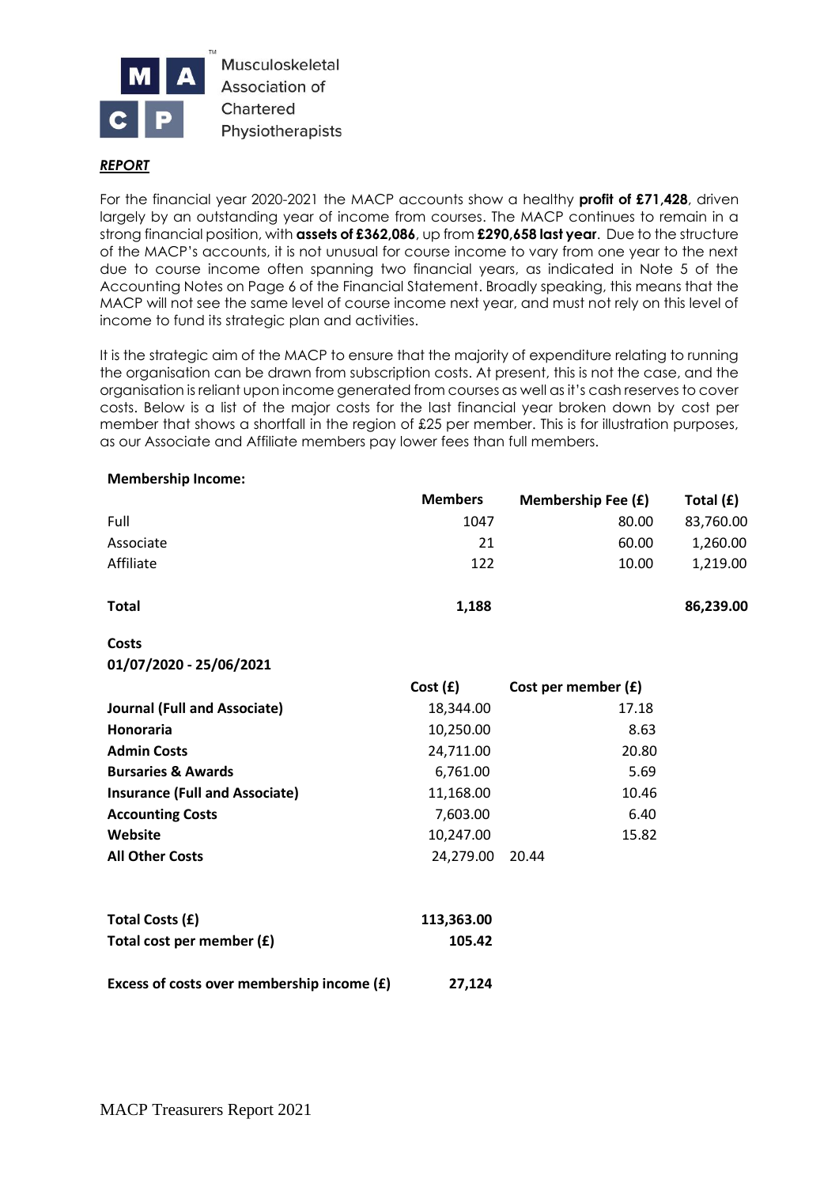Musculoskeletal Association of Chartered Physiotherapists

***REPORT***

For the financial year 2020-2021 the MACP accounts show a healthy **profit of £71,428**, driven largely by an outstanding year of income from courses. The MACP continues to remain in a strong financial position, with **assets of £362,086**, up from **£290,658 last year**. Due to the structure of the MACP's accounts, it is not unusual for course income to vary from one year to the next due to course income often spanning two financial years, as indicated in Note 5 of the Accounting Notes on Page 6 of the Financial Statement. Broadly speaking, this means that the MACP will not see the same level of course income next year, and must not rely on this level of income to fund its strategic plan and activities.

It is the strategic aim of the MACP to ensure that the majority of expenditure relating to running the organisation can be drawn from subscription costs. At present, this is not the case, and the organisation is reliant upon income generated from courses as well as it's cash reserves to cover costs. Below is a list of the major costs for the last financial year broken down by cost per member that shows a shortfall in the region of £25 per member. This is for illustration purposes, as our Associate and Affiliate members pay lower fees than full members.

**Membership Income:**

| | Members | Membership Fee (£) | Total (£) |
|---|---|---|---|
| Full | 1047 | 80.00 | 83,760.00 |
| Associate | 21 | 60.00 | 1,260.00 |
| Affiliate | 122 | 10.00 | 1,219.00 |
| **Total** | **1,188** | | **86,239.00** |

**Costs**
**01/07/2020 - 25/06/2021**

| | Cost (£) | Cost per member (£) |
|---|---|---|
| **Journal (Full and Associate)** | 18,344.00 | 17.18 |
| **Honoraria** | 10,250.00 | 8.63 |
| **Admin Costs** | 24,711.00 | 20.80 |
| **Bursaries & Awards** | 6,761.00 | 5.69 |
| **Insurance (Full and Associate)** | 11,168.00 | 10.46 |
| **Accounting Costs** | 7,603.00 | 6.40 |
| **Website** | 10,247.00 | 15.82 |
| **All Other Costs** | 24,279.00 | 20.44 |

| | |
|---|---|
| **Total Costs (£)** | **113,363.00** |
| **Total cost per member (£)** | **105.42** |
| **Excess of costs over membership income (£)** | **27,124** |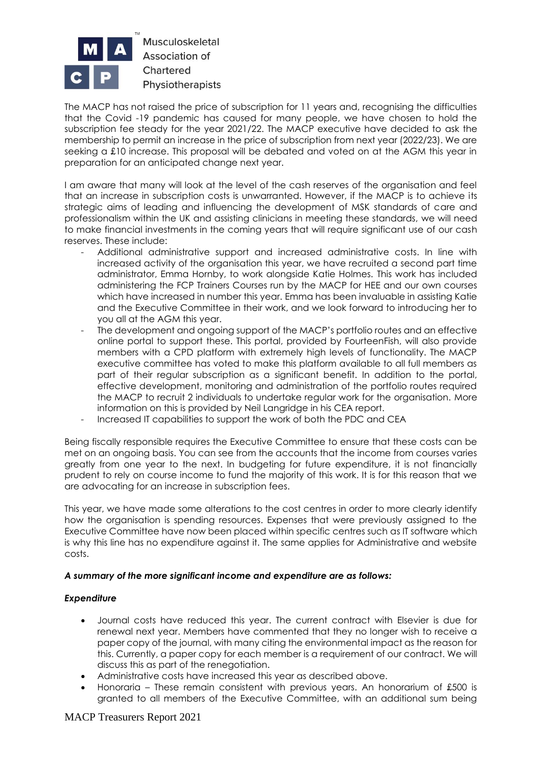The MACP has not raised the price of subscription for 11 years and, recognising the difficulties that the Covid -19 pandemic has caused for many people, we have chosen to hold the subscription fee steady for the year 2021/22. The MACP executive have decided to ask the membership to permit an increase in the price of subscription from next year (2022/23). We are seeking a £10 increase. This proposal will be debated and voted on at the AGM this year in preparation for an anticipated change next year.

I am aware that many will look at the level of the cash reserves of the organisation and feel that an increase in subscription costs is unwarranted. However, if the MACP is to achieve its strategic aims of leading and influencing the development of MSK standards of care and professionalism within the UK and assisting clinicians in meeting these standards, we will need to make financial investments in the coming years that will require significant use of our cash reserves. These include:

- Additional administrative support and increased administrative costs. In line with increased activity of the organisation this year, we have recruited a second part time administrator, Emma Hornby, to work alongside Katie Holmes. This work has included administering the FCP Trainers Courses run by the MACP for HEE and our own courses which have increased in number this year. Emma has been invaluable in assisting Katie and the Executive Committee in their work, and we look forward to introducing her to you all at the AGM this year.
- The development and ongoing support of the MACP's portfolio routes and an effective online portal to support these. This portal, provided by FourteenFish, will also provide members with a CPD platform with extremely high levels of functionality. The MACP executive committee has voted to make this platform available to all full members as part of their regular subscription as a significant benefit. In addition to the portal, effective development, monitoring and administration of the portfolio routes required the MACP to recruit 2 individuals to undertake regular work for the organisation. More information on this is provided by Neil Langridge in his CEA report.
- Increased IT capabilities to support the work of both the PDC and CEA

Being fiscally responsible requires the Executive Committee to ensure that these costs can be met on an ongoing basis. You can see from the accounts that the income from courses varies greatly from one year to the next. In budgeting for future expenditure, it is not financially prudent to rely on course income to fund the majority of this work. It is for this reason that we are advocating for an increase in subscription fees.

This year, we have made some alterations to the cost centres in order to more clearly identify how the organisation is spending resources. Expenses that were previously assigned to the Executive Committee have now been placed within specific centres such as IT software which is why this line has no expenditure against it. The same applies for Administrative and website costs.

***A summary of the more significant income and expenditure are as follows:***

***Expenditure***

- Journal costs have reduced this year. The current contract with Elsevier is due for renewal next year. Members have commented that they no longer wish to receive a paper copy of the journal, with many citing the environmental impact as the reason for this. Currently, a paper copy for each member is a requirement of our contract. We will discuss this as part of the renegotiation.
- Administrative costs have increased this year as described above.
- Honoraria – These remain consistent with previous years. An honorarium of £500 is granted to all members of the Executive Committee, with an additional sum being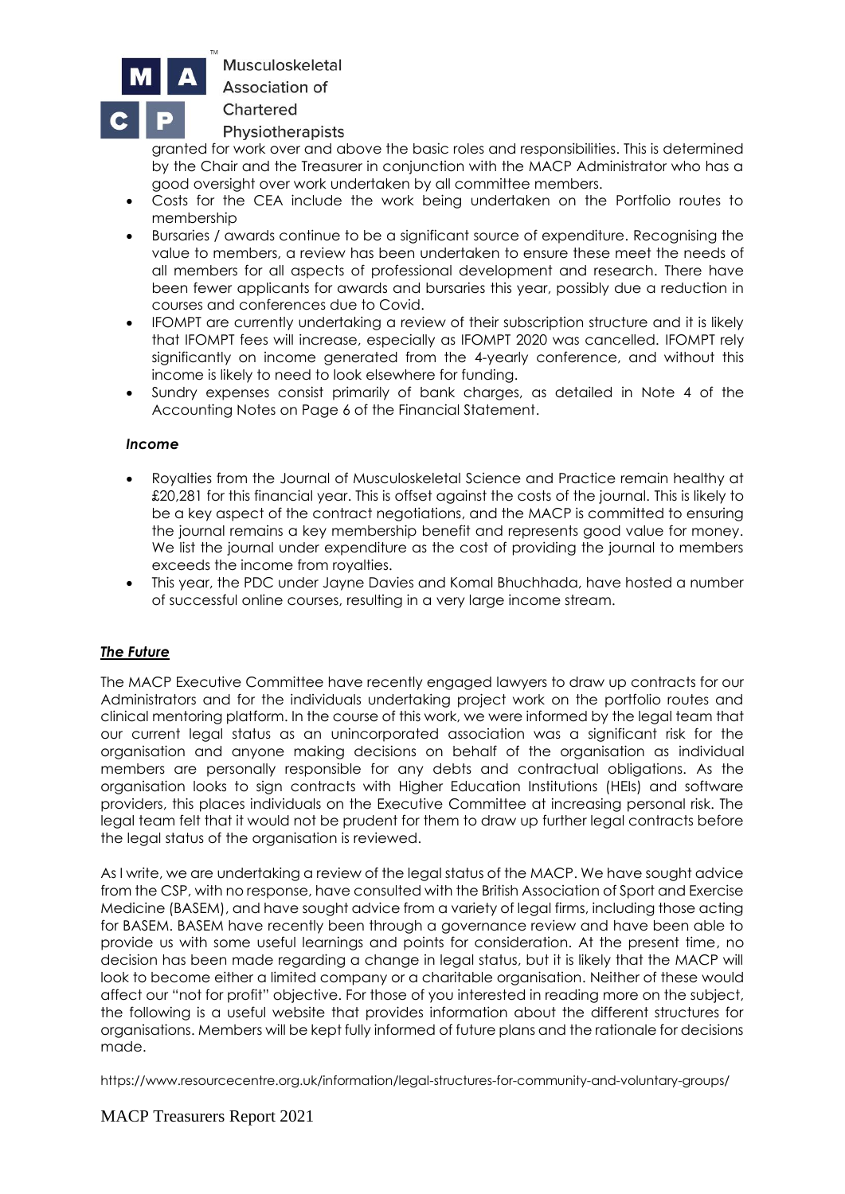granted for work over and above the basic roles and responsibilities. This is determined by the Chair and the Treasurer in conjunction with the MACP Administrator who has a good oversight over work undertaken by all committee members.

- Costs for the CEA include the work being undertaken on the Portfolio routes to membership
- Bursaries / awards continue to be a significant source of expenditure. Recognising the value to members, a review has been undertaken to ensure these meet the needs of all members for all aspects of professional development and research. There have been fewer applicants for awards and bursaries this year, possibly due a reduction in courses and conferences due to Covid.
- IFOMPT are currently undertaking a review of their subscription structure and it is likely that IFOMPT fees will increase, especially as IFOMPT 2020 was cancelled. IFOMPT rely significantly on income generated from the 4-yearly conference, and without this income is likely to need to look elsewhere for funding.
- Sundry expenses consist primarily of bank charges, as detailed in Note 4 of the Accounting Notes on Page 6 of the Financial Statement.

***Income***

- Royalties from the Journal of Musculoskeletal Science and Practice remain healthy at £20,281 for this financial year. This is offset against the costs of the journal. This is likely to be a key aspect of the contract negotiations, and the MACP is committed to ensuring the journal remains a key membership benefit and represents good value for money. We list the journal under expenditure as the cost of providing the journal to members exceeds the income from royalties.
- This year, the PDC under Jayne Davies and Komal Bhuchhada, have hosted a number of successful online courses, resulting in a very large income stream.

***The Future***

The MACP Executive Committee have recently engaged lawyers to draw up contracts for our Administrators and for the individuals undertaking project work on the portfolio routes and clinical mentoring platform. In the course of this work, we were informed by the legal team that our current legal status as an unincorporated association was a significant risk for the organisation and anyone making decisions on behalf of the organisation as individual members are personally responsible for any debts and contractual obligations. As the organisation looks to sign contracts with Higher Education Institutions (HEIs) and software providers, this places individuals on the Executive Committee at increasing personal risk. The legal team felt that it would not be prudent for them to draw up further legal contracts before the legal status of the organisation is reviewed.

As I write, we are undertaking a review of the legal status of the MACP. We have sought advice from the CSP, with no response, have consulted with the British Association of Sport and Exercise Medicine (BASEM), and have sought advice from a variety of legal firms, including those acting for BASEM. BASEM have recently been through a governance review and have been able to provide us with some useful learnings and points for consideration. At the present time, no decision has been made regarding a change in legal status, but it is likely that the MACP will look to become either a limited company or a charitable organisation. Neither of these would affect our "not for profit" objective. For those of you interested in reading more on the subject, the following is a useful website that provides information about the different structures for organisations. Members will be kept fully informed of future plans and the rationale for decisions made.

https://www.resourcecentre.org.uk/information/legal-structures-for-community-and-voluntary-groups/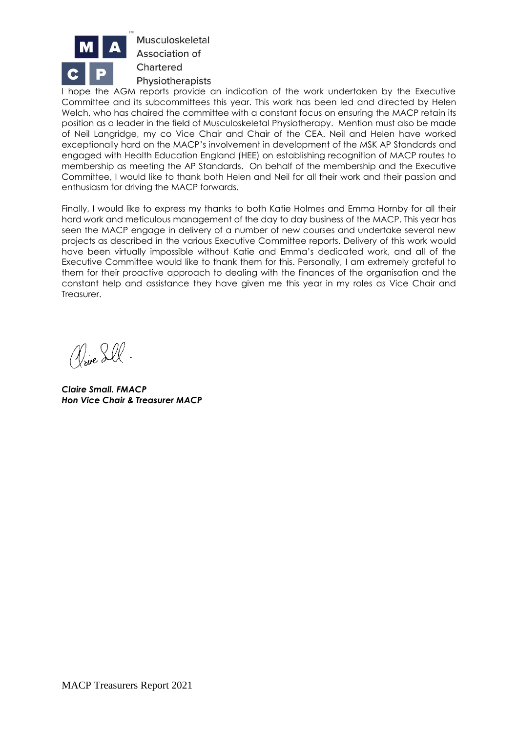I hope the AGM reports provide an indication of the work undertaken by the Executive Committee and its subcommittees this year. This work has been led and directed by Helen Welch, who has chaired the committee with a constant focus on ensuring the MACP retain its position as a leader in the field of Musculoskeletal Physiotherapy. Mention must also be made of Neil Langridge, my co Vice Chair and Chair of the CEA. Neil and Helen have worked exceptionally hard on the MACP's involvement in development of the MSK AP Standards and engaged with Health Education England (HEE) on establishing recognition of MACP routes to membership as meeting the AP Standards. On behalf of the membership and the Executive Committee, I would like to thank both Helen and Neil for all their work and their passion and enthusiasm for driving the MACP forwards.

Finally, I would like to express my thanks to both Katie Holmes and Emma Hornby for all their hard work and meticulous management of the day to day business of the MACP. This year has seen the MACP engage in delivery of a number of new courses and undertake several new projects as described in the various Executive Committee reports. Delivery of this work would have been virtually impossible without Katie and Emma's dedicated work, and all of the Executive Committee would like to thank them for this. Personally, I am extremely grateful to them for their proactive approach to dealing with the finances of the organisation and the constant help and assistance they have given me this year in my roles as Vice Chair and Treasurer.

***Claire Small. FMACP***
***Hon Vice Chair & Treasurer MACP***